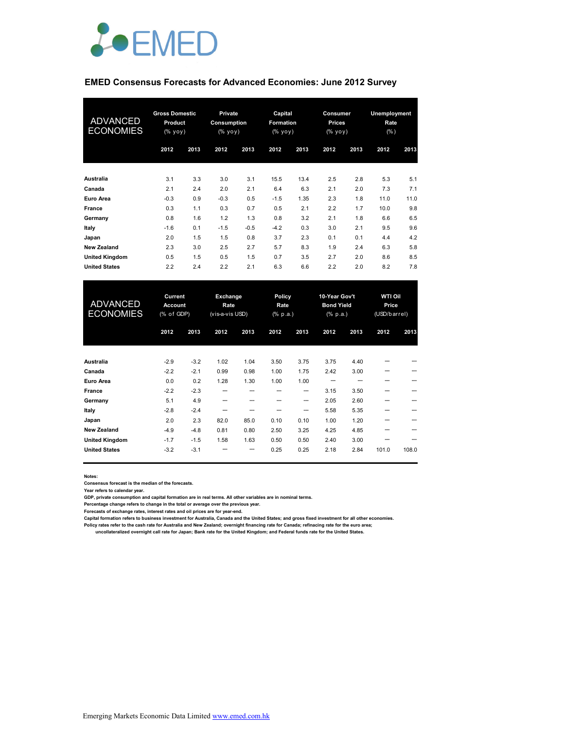EMED

# EMED Consensus Forecasts for Advanced Economies: June 2012 Survey

| ADVANCED ECONOMIES | Gross Domestic Product (% yoy) | | Private Consumption (% yoy) | | Capital Formation (% yoy) | | Consumer Prices (% yoy) | | Unemployment Rate (%) | |
|---|---|---|---|---|---|---|---|---|---|---|
| | 2012 | 2013 | 2012 | 2013 | 2012 | 2013 | 2012 | 2013 | 2012 | 2013 |
| Australia | 3.1 | 3.3 | 3.0 | 3.1 | 15.5 | 13.4 | 2.5 | 2.8 | 5.3 | 5.1 |
| Canada | 2.1 | 2.4 | 2.0 | 2.1 | 6.4 | 6.3 | 2.1 | 2.0 | 7.3 | 7.1 |
| Euro Area | -0.3 | 0.9 | -0.3 | 0.5 | -1.5 | 1.35 | 2.3 | 1.8 | 11.0 | 11.0 |
| France | 0.3 | 1.1 | 0.3 | 0.7 | 0.5 | 2.1 | 2.2 | 1.7 | 10.0 | 9.8 |
| Germany | 0.8 | 1.6 | 1.2 | 1.3 | 0.8 | 3.2 | 2.1 | 1.8 | 6.6 | 6.5 |
| Italy | -1.6 | 0.1 | -1.5 | -0.5 | -4.2 | 0.3 | 3.0 | 2.1 | 9.5 | 9.6 |
| Japan | 2.0 | 1.5 | 1.5 | 0.8 | 3.7 | 2.3 | 0.1 | 0.1 | 4.4 | 4.2 |
| New Zealand | 2.3 | 3.0 | 2.5 | 2.7 | 5.7 | 8.3 | 1.9 | 2.4 | 6.3 | 5.8 |
| United Kingdom | 0.5 | 1.5 | 0.5 | 1.5 | 0.7 | 3.5 | 2.7 | 2.0 | 8.6 | 8.5 |
| United States | 2.2 | 2.4 | 2.2 | 2.1 | 6.3 | 6.6 | 2.2 | 2.0 | 8.2 | 7.8 |

| ADVANCED ECONOMIES | Current Account (% of GDP) | | Exchange Rate (vis-a-vis USD) | | Policy Rate (% p.a.) | | 10-Year Gov't Bond Yield (% p.a.) | | WTI Oil Price (USD/barrel) | |
|---|---|---|---|---|---|---|---|---|---|---|
| | 2012 | 2013 | 2012 | 2013 | 2012 | 2013 | 2012 | 2013 | 2012 | 2013 |
| Australia | -2.9 | -3.2 | 1.02 | 1.04 | 3.50 | 3.75 | 3.75 | 4.40 | --- | --- |
| Canada | -2.2 | -2.1 | 0.99 | 0.98 | 1.00 | 1.75 | 2.42 | 3.00 | --- | --- |
| Euro Area | 0.0 | 0.2 | 1.28 | 1.30 | 1.00 | 1.00 | --- | --- | --- | --- |
| France | -2.2 | -2.3 | --- | --- | --- | --- | 3.15 | 3.50 | --- | --- |
| Germany | 5.1 | 4.9 | --- | --- | --- | --- | 2.05 | 2.60 | --- | --- |
| Italy | -2.8 | -2.4 | --- | --- | --- | --- | 5.58 | 5.35 | --- | --- |
| Japan | 2.0 | 2.3 | 82.0 | 85.0 | 0.10 | 0.10 | 1.00 | 1.20 | --- | --- |
| New Zealand | -4.9 | -4.8 | 0.81 | 0.80 | 2.50 | 3.25 | 4.25 | 4.85 | --- | --- |
| United Kingdom | -1.7 | -1.5 | 1.58 | 1.63 | 0.50 | 0.50 | 2.40 | 3.00 | --- | --- |
| United States | -3.2 | -3.1 | --- | --- | 0.25 | 0.25 | 2.18 | 2.84 | 101.0 | 108.0 |

**Notes:**
Consensus forecast is the median of the forecasts.
Year refers to calendar year.
GDP, private consumption and capital formation are in real terms. All other variables are in nominal terms.
Percentage change refers to change in the total or average over the previous year.
Forecasts of exchange rates, interest rates and oil prices are for year-end.
Capital formation refers to business investment for Australia, Canada and the United States; and gross fixed investment for all other economies.
Policy rates refer to the cash rate for Australia and New Zealand; overnight financing rate for Canada; refinacing rate for the euro area;
uncollateralized overnight call rate for Japan; Bank rate for the United Kingdom; and Federal funds rate for the United States.

Emerging Markets Economic Data Limited www.emed.com.hk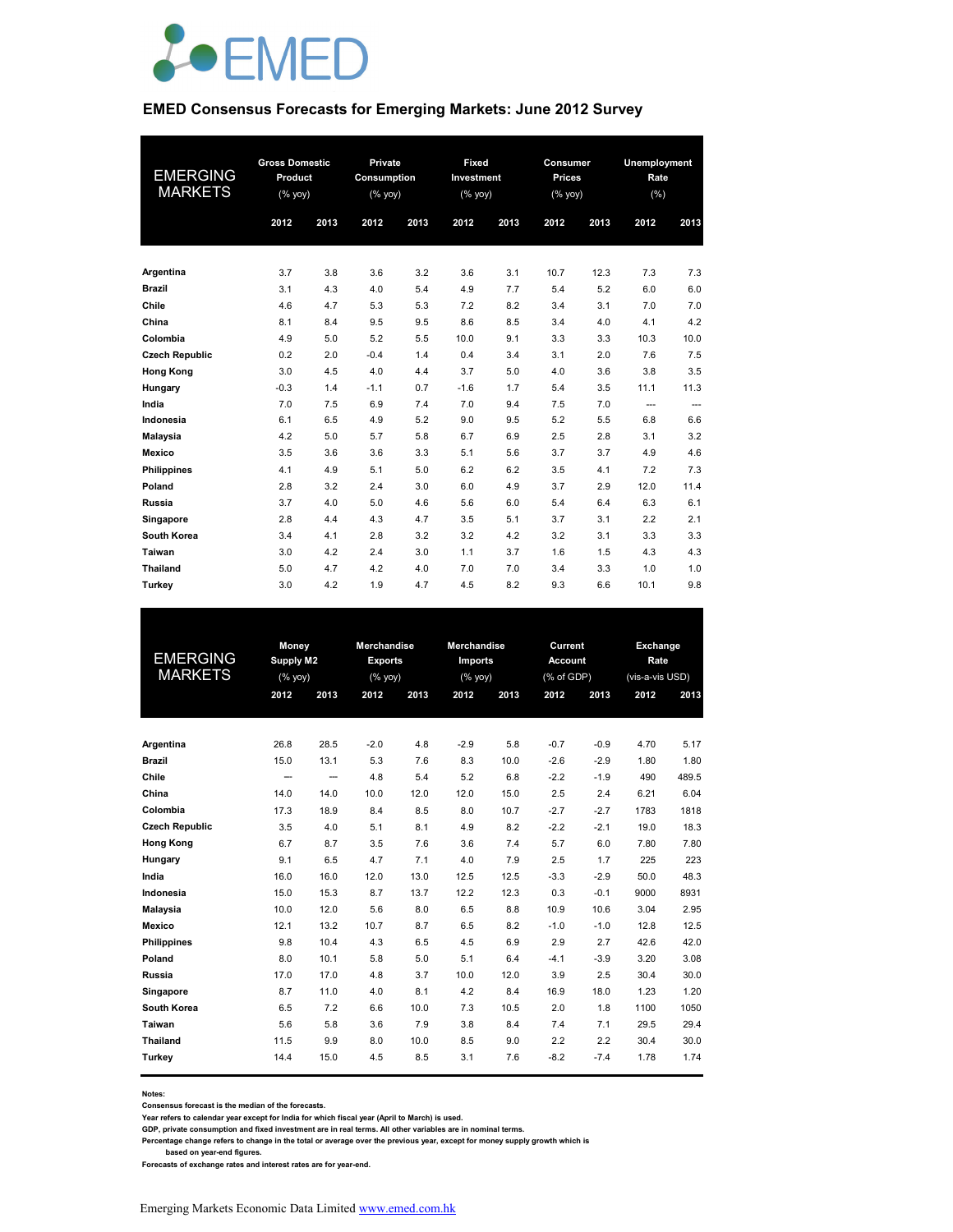EMED

## EMED Consensus Forecasts for Emerging Markets: June 2012 Survey

| EMERGING MARKETS | Gross Domestic Product (% yoy) | | Private Consumption (% yoy) | | Fixed Investment (% yoy) | | Consumer Prices (% yoy) | | Unemployment Rate (%) | |
|---|---|---|---|---|---|---|---|---|---|---|
| | 2012 | 2013 | 2012 | 2013 | 2012 | 2013 | 2012 | 2013 | 2012 | 2013 |
| Argentina | 3.7 | 3.8 | 3.6 | 3.2 | 3.6 | 3.1 | 10.7 | 12.3 | 7.3 | 7.3 |
| Brazil | 3.1 | 4.3 | 4.0 | 5.4 | 4.9 | 7.7 | 5.4 | 5.2 | 6.0 | 6.0 |
| Chile | 4.6 | 4.7 | 5.3 | 5.3 | 7.2 | 8.2 | 3.4 | 3.1 | 7.0 | 7.0 |
| China | 8.1 | 8.4 | 9.5 | 9.5 | 8.6 | 8.5 | 3.4 | 4.0 | 4.1 | 4.2 |
| Colombia | 4.9 | 5.0 | 5.2 | 5.5 | 10.0 | 9.1 | 3.3 | 3.3 | 10.3 | 10.0 |
| Czech Republic | 0.2 | 2.0 | -0.4 | 1.4 | 0.4 | 3.4 | 3.1 | 2.0 | 7.6 | 7.5 |
| Hong Kong | 3.0 | 4.5 | 4.0 | 4.4 | 3.7 | 5.0 | 4.0 | 3.6 | 3.8 | 3.5 |
| Hungary | -0.3 | 1.4 | -1.1 | 0.7 | -1.6 | 1.7 | 5.4 | 3.5 | 11.1 | 11.3 |
| India | 7.0 | 7.5 | 6.9 | 7.4 | 7.0 | 9.4 | 7.5 | 7.0 | --- | --- |
| Indonesia | 6.1 | 6.5 | 4.9 | 5.2 | 9.0 | 9.5 | 5.2 | 5.5 | 6.8 | 6.6 |
| Malaysia | 4.2 | 5.0 | 5.7 | 5.8 | 6.7 | 6.9 | 2.5 | 2.8 | 3.1 | 3.2 |
| Mexico | 3.5 | 3.6 | 3.6 | 3.3 | 5.1 | 5.6 | 3.7 | 3.7 | 4.9 | 4.6 |
| Philippines | 4.1 | 4.9 | 5.1 | 5.0 | 6.2 | 6.2 | 3.5 | 4.1 | 7.2 | 7.3 |
| Poland | 2.8 | 3.2 | 2.4 | 3.0 | 6.0 | 4.9 | 3.7 | 2.9 | 12.0 | 11.4 |
| Russia | 3.7 | 4.0 | 5.0 | 4.6 | 5.6 | 6.0 | 5.4 | 6.4 | 6.3 | 6.1 |
| Singapore | 2.8 | 4.4 | 4.3 | 4.7 | 3.5 | 5.1 | 3.7 | 3.1 | 2.2 | 2.1 |
| South Korea | 3.4 | 4.1 | 2.8 | 3.2 | 3.2 | 4.2 | 3.2 | 3.1 | 3.3 | 3.3 |
| Taiwan | 3.0 | 4.2 | 2.4 | 3.0 | 1.1 | 3.7 | 1.6 | 1.5 | 4.3 | 4.3 |
| Thailand | 5.0 | 4.7 | 4.2 | 4.0 | 7.0 | 7.0 | 3.4 | 3.3 | 1.0 | 1.0 |
| Turkey | 3.0 | 4.2 | 1.9 | 4.7 | 4.5 | 8.2 | 9.3 | 6.6 | 10.1 | 9.8 |

| EMERGING MARKETS | Money Supply M2 (% yoy) | | Merchandise Exports (% yoy) | | Merchandise Imports (% yoy) | | Current Account (% of GDP) | | Exchange Rate (vis-a-vis USD) | |
|---|---|---|---|---|---|---|---|---|---|---|
| | 2012 | 2013 | 2012 | 2013 | 2012 | 2013 | 2012 | 2013 | 2012 | 2013 |
| Argentina | 26.8 | 28.5 | -2.0 | 4.8 | -2.9 | 5.8 | -0.7 | -0.9 | 4.70 | 5.17 |
| Brazil | 15.0 | 13.1 | 5.3 | 7.6 | 8.3 | 10.0 | -2.6 | -2.9 | 1.80 | 1.80 |
| Chile | --- | --- | 4.8 | 5.4 | 5.2 | 6.8 | -2.2 | -1.9 | 490 | 489.5 |
| China | 14.0 | 14.0 | 10.0 | 12.0 | 12.0 | 15.0 | 2.5 | 2.4 | 6.21 | 6.04 |
| Colombia | 17.3 | 18.9 | 8.4 | 8.5 | 8.0 | 10.7 | -2.7 | -2.7 | 1783 | 1818 |
| Czech Republic | 3.5 | 4.0 | 5.1 | 8.1 | 4.9 | 8.2 | -2.2 | -2.1 | 19.0 | 18.3 |
| Hong Kong | 6.7 | 8.7 | 3.5 | 7.6 | 3.6 | 7.4 | 5.7 | 6.0 | 7.80 | 7.80 |
| Hungary | 9.1 | 6.5 | 4.7 | 7.1 | 4.0 | 7.9 | 2.5 | 1.7 | 225 | 223 |
| India | 16.0 | 16.0 | 12.0 | 13.0 | 12.5 | 12.5 | -3.3 | -2.9 | 50.0 | 48.3 |
| Indonesia | 15.0 | 15.3 | 8.7 | 13.7 | 12.2 | 12.3 | 0.3 | -0.1 | 9000 | 8931 |
| Malaysia | 10.0 | 12.0 | 5.6 | 8.0 | 6.5 | 8.8 | 10.9 | 10.6 | 3.04 | 2.95 |
| Mexico | 12.1 | 13.2 | 10.7 | 8.7 | 6.5 | 8.2 | -1.0 | -1.0 | 12.8 | 12.5 |
| Philippines | 9.8 | 10.4 | 4.3 | 6.5 | 4.5 | 6.9 | 2.9 | 2.7 | 42.6 | 42.0 |
| Poland | 8.0 | 10.1 | 5.8 | 5.0 | 5.1 | 6.4 | -4.1 | -3.9 | 3.20 | 3.08 |
| Russia | 17.0 | 17.0 | 4.8 | 3.7 | 10.0 | 12.0 | 3.9 | 2.5 | 30.4 | 30.0 |
| Singapore | 8.7 | 11.0 | 4.0 | 8.1 | 4.2 | 8.4 | 16.9 | 18.0 | 1.23 | 1.20 |
| South Korea | 6.5 | 7.2 | 6.6 | 10.0 | 7.3 | 10.5 | 2.0 | 1.8 | 1100 | 1050 |
| Taiwan | 5.6 | 5.8 | 3.6 | 7.9 | 3.8 | 8.4 | 7.4 | 7.1 | 29.5 | 29.4 |
| Thailand | 11.5 | 9.9 | 8.0 | 10.0 | 8.5 | 9.0 | 2.2 | 2.2 | 30.4 | 30.0 |
| Turkey | 14.4 | 15.0 | 4.5 | 8.5 | 3.1 | 7.6 | -8.2 | -7.4 | 1.78 | 1.74 |

**Notes:**
Consensus forecast is the median of the forecasts.
Year refers to calendar year except for India for which fiscal year (April to March) is used.
GDP, private consumption and fixed investment are in real terms. All other variables are in nominal terms.
Percentage change refers to change in the total or average over the previous year, except for money supply growth which is based on year-end figures.
Forecasts of exchange rates and interest rates are for year-end.

Emerging Markets Economic Data Limited www.emed.com.hk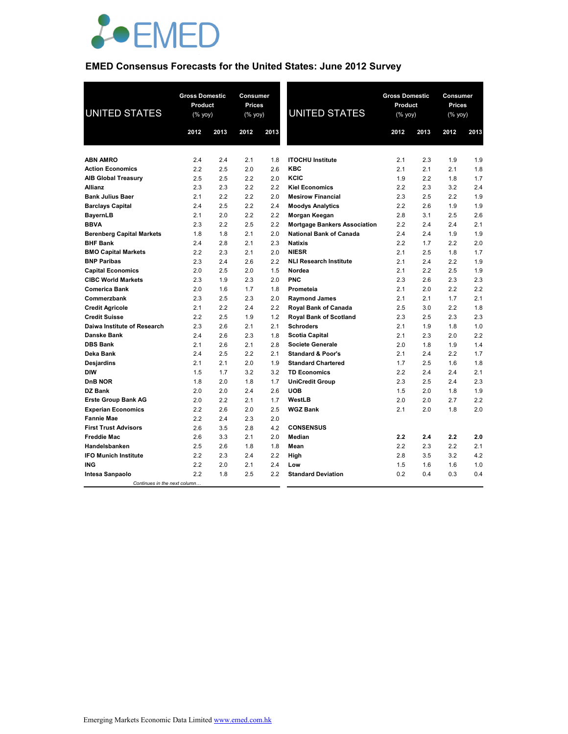# EMED Consensus Forecasts for the United States: June 2012 Survey

| UNITED STATES | Gross Domestic Product (% yoy) | | Consumer Prices (% yoy) | |
|---|---|---|---|---|
| | 2012 | 2013 | 2012 | 2013 |
| ABN AMRO | 2.4 | 2.4 | 2.1 | 1.8 |
| Action Economics | 2.2 | 2.5 | 2.0 | 2.6 |
| AIB Global Treasury | 2.5 | 2.5 | 2.2 | 2.0 |
| Allianz | 2.3 | 2.3 | 2.2 | 2.2 |
| Bank Julius Baer | 2.1 | 2.2 | 2.2 | 2.0 |
| Barclays Capital | 2.4 | 2.5 | 2.2 | 2.4 |
| BayernLB | 2.1 | 2.0 | 2.2 | 2.2 |
| BBVA | 2.3 | 2.2 | 2.5 | 2.2 |
| Berenberg Capital Markets | 1.8 | 1.8 | 2.1 | 2.0 |
| BHF Bank | 2.4 | 2.8 | 2.1 | 2.3 |
| BMO Capital Markets | 2.2 | 2.3 | 2.1 | 2.0 |
| BNP Paribas | 2.3 | 2.4 | 2.6 | 2.2 |
| Capital Economics | 2.0 | 2.5 | 2.0 | 1.5 |
| CIBC World Markets | 2.3 | 1.9 | 2.3 | 2.0 |
| Comerica Bank | 2.0 | 1.6 | 1.7 | 1.8 |
| Commerzbank | 2.3 | 2.5 | 2.3 | 2.0 |
| Credit Agricole | 2.1 | 2.2 | 2.4 | 2.2 |
| Credit Suisse | 2.2 | 2.5 | 1.9 | 1.2 |
| Daiwa Institute of Research | 2.3 | 2.6 | 2.1 | 2.1 |
| Danske Bank | 2.4 | 2.6 | 2.3 | 1.8 |
| DBS Bank | 2.1 | 2.6 | 2.1 | 2.8 |
| Deka Bank | 2.4 | 2.5 | 2.2 | 2.1 |
| Desjardins | 2.1 | 2.1 | 2.0 | 1.9 |
| DIW | 1.5 | 1.7 | 3.2 | 3.2 |
| DnB NOR | 1.8 | 2.0 | 1.8 | 1.7 |
| DZ Bank | 2.0 | 2.0 | 2.4 | 2.6 |
| Erste Group Bank AG | 2.0 | 2.2 | 2.1 | 1.7 |
| Experian Economics | 2.2 | 2.6 | 2.0 | 2.5 |
| Fannie Mae | 2.2 | 2.4 | 2.3 | 2.0 |
| First Trust Advisors | 2.6 | 3.5 | 2.8 | 4.2 |
| Freddie Mac | 2.6 | 3.3 | 2.1 | 2.0 |
| Handelsbanken | 2.5 | 2.6 | 1.8 | 1.8 |
| IFO Munich Institute | 2.2 | 2.3 | 2.4 | 2.2 |
| ING | 2.2 | 2.0 | 2.1 | 2.4 |
| Intesa Sanpaolo | 2.2 | 1.8 | 2.5 | 2.2 |
| ITOCHU Institute | 2.1 | 2.3 | 1.9 | 1.9 |
| KBC | 2.1 | 2.1 | 2.1 | 1.8 |
| KCIC | 1.9 | 2.2 | 1.8 | 1.7 |
| Kiel Economics | 2.2 | 2.3 | 3.2 | 2.4 |
| Mesirow Financial | 2.3 | 2.5 | 2.2 | 1.9 |
| Moodys Analytics | 2.2 | 2.6 | 1.9 | 1.9 |
| Morgan Keegan | 2.8 | 3.1 | 2.5 | 2.6 |
| Mortgage Bankers Association | 2.2 | 2.4 | 2.4 | 2.1 |
| National Bank of Canada | 2.4 | 2.4 | 1.9 | 1.9 |
| Natixis | 2.2 | 1.7 | 2.2 | 2.0 |
| NIESR | 2.1 | 2.5 | 1.8 | 1.7 |
| NLI Research Institute | 2.1 | 2.4 | 2.2 | 1.9 |
| Nordea | 2.1 | 2.2 | 2.5 | 1.9 |
| PNC | 2.3 | 2.6 | 2.3 | 2.3 |
| Prometeia | 2.1 | 2.0 | 2.2 | 2.2 |
| Raymond James | 2.1 | 2.1 | 1.7 | 2.1 |
| Royal Bank of Canada | 2.5 | 3.0 | 2.2 | 1.8 |
| Royal Bank of Scotland | 2.3 | 2.5 | 2.3 | 2.3 |
| Schroders | 2.1 | 1.9 | 1.8 | 1.0 |
| Scotia Capital | 2.1 | 2.3 | 2.0 | 2.2 |
| Societe Generale | 2.0 | 1.8 | 1.9 | 1.4 |
| Standard & Poor's | 2.1 | 2.4 | 2.2 | 1.7 |
| Standard Chartered | 1.7 | 2.5 | 1.6 | 1.8 |
| TD Economics | 2.2 | 2.4 | 2.4 | 2.1 |
| UniCredit Group | 2.3 | 2.5 | 2.4 | 2.3 |
| UOB | 1.5 | 2.0 | 1.8 | 1.9 |
| WestLB | 2.0 | 2.0 | 2.7 | 2.2 |
| WGZ Bank | 2.1 | 2.0 | 1.8 | 2.0 |
| **CONSENSUS** | | | | |
| Median | **2.2** | **2.4** | **2.2** | **2.0** |
| Mean | 2.2 | 2.3 | 2.2 | 2.1 |
| High | 2.8 | 3.5 | 3.2 | 4.2 |
| Low | 1.5 | 1.6 | 1.6 | 1.0 |
| Standard Deviation | 0.2 | 0.4 | 0.3 | 0.4 |

Emerging Markets Economic Data Limited www.emed.com.hk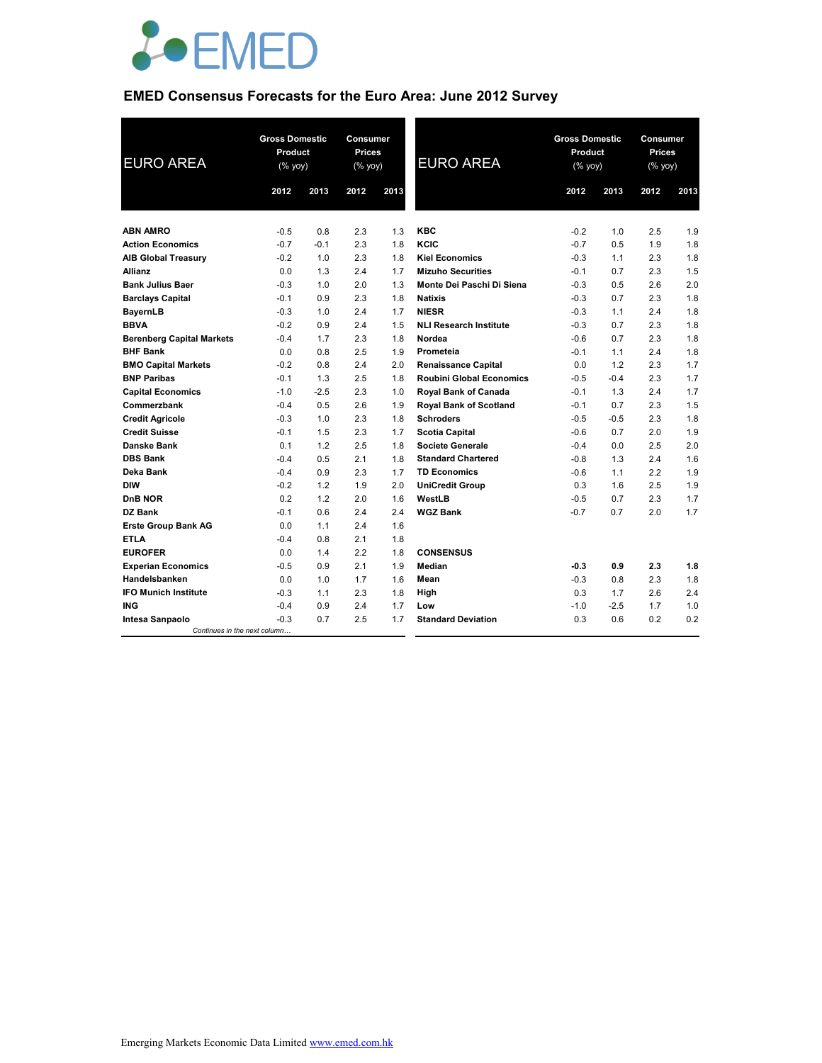# EMED Consensus Forecasts for the Euro Area: June 2012 Survey

| EURO AREA | Gross Domestic Product (% yoy) | | Consumer Prices (% yoy) | |
|---|---|---|---|---|
| | 2012 | 2013 | 2012 | 2013 |
| **ABN AMRO** | -0.5 | 0.8 | 2.3 | 1.3 |
| **Action Economics** | -0.7 | -0.1 | 2.3 | 1.8 |
| **AIB Global Treasury** | -0.2 | 1.0 | 2.3 | 1.8 |
| **Allianz** | 0.0 | 1.3 | 2.4 | 1.7 |
| **Bank Julius Baer** | -0.3 | 1.0 | 2.0 | 1.3 |
| **Barclays Capital** | -0.1 | 0.9 | 2.3 | 1.8 |
| **BayernLB** | -0.3 | 1.0 | 2.4 | 1.7 |
| **BBVA** | -0.2 | 0.9 | 2.4 | 1.5 |
| **Berenberg Capital Markets** | -0.4 | 1.7 | 2.3 | 1.8 |
| **BHF Bank** | 0.0 | 0.8 | 2.5 | 1.9 |
| **BMO Capital Markets** | -0.2 | 0.8 | 2.4 | 2.0 |
| **BNP Paribas** | -0.1 | 1.3 | 2.5 | 1.8 |
| **Capital Economics** | -1.0 | -2.5 | 2.3 | 1.0 |
| **Commerzbank** | -0.4 | 0.5 | 2.6 | 1.9 |
| **Credit Agricole** | -0.3 | 1.0 | 2.3 | 1.8 |
| **Credit Suisse** | -0.1 | 1.5 | 2.3 | 1.7 |
| **Danske Bank** | 0.1 | 1.2 | 2.5 | 1.8 |
| **DBS Bank** | -0.4 | 0.5 | 2.1 | 1.8 |
| **Deka Bank** | -0.4 | 0.9 | 2.3 | 1.7 |
| **DIW** | -0.2 | 1.2 | 1.9 | 2.0 |
| **DnB NOR** | 0.2 | 1.2 | 2.0 | 1.6 |
| **DZ Bank** | -0.1 | 0.6 | 2.4 | 2.4 |
| **Erste Group Bank AG** | 0.0 | 1.1 | 2.4 | 1.6 |
| **ETLA** | -0.4 | 0.8 | 2.1 | 1.8 |
| **EUROFER** | 0.0 | 1.4 | 2.2 | 1.8 |
| **Experian Economics** | -0.5 | 0.9 | 2.1 | 1.9 |
| **Handelsbanken** | 0.0 | 1.0 | 1.7 | 1.6 |
| **IFO Munich Institute** | -0.3 | 1.1 | 2.3 | 1.8 |
| **ING** | -0.4 | 0.9 | 2.4 | 1.7 |
| **Intesa Sanpaolo** | -0.3 | 0.7 | 2.5 | 1.7 |
| **KBC** | -0.2 | 1.0 | 2.5 | 1.9 |
| **KCIC** | -0.7 | 0.5 | 1.9 | 1.8 |
| **Kiel Economics** | -0.3 | 1.1 | 2.3 | 1.8 |
| **Mizuho Securities** | -0.1 | 0.7 | 2.3 | 1.5 |
| **Monte Dei Paschi Di Siena** | -0.3 | 0.5 | 2.6 | 2.0 |
| **Natixis** | -0.3 | 0.7 | 2.3 | 1.8 |
| **NIESR** | -0.3 | 1.1 | 2.4 | 1.8 |
| **NLI Research Institute** | -0.3 | 0.7 | 2.3 | 1.8 |
| **Nordea** | -0.6 | 0.7 | 2.3 | 1.8 |
| **Prometeia** | -0.1 | 1.1 | 2.4 | 1.8 |
| **Renaissance Capital** | 0.0 | 1.2 | 2.3 | 1.7 |
| **Roubini Global Economics** | -0.5 | -0.4 | 2.3 | 1.7 |
| **Royal Bank of Canada** | -0.1 | 1.3 | 2.4 | 1.7 |
| **Royal Bank of Scotland** | -0.1 | 0.7 | 2.3 | 1.5 |
| **Schroders** | -0.5 | -0.5 | 2.3 | 1.8 |
| **Scotia Capital** | -0.6 | 0.7 | 2.0 | 1.9 |
| **Societe Generale** | -0.4 | 0.0 | 2.5 | 2.0 |
| **Standard Chartered** | -0.8 | 1.3 | 2.4 | 1.6 |
| **TD Economics** | -0.6 | 1.1 | 2.2 | 1.9 |
| **UniCredit Group** | 0.3 | 1.6 | 2.5 | 1.9 |
| **WestLB** | -0.5 | 0.7 | 2.3 | 1.7 |
| **WGZ Bank** | -0.7 | 0.7 | 2.0 | 1.7 |
| **CONSENSUS** | | | | |
| **Median** | **-0.3** | **0.9** | **2.3** | **1.8** |
| **Mean** | -0.3 | 0.8 | 2.3 | 1.8 |
| **High** | 0.3 | 1.7 | 2.6 | 2.4 |
| **Low** | -1.0 | -2.5 | 1.7 | 1.0 |
| **Standard Deviation** | 0.3 | 0.6 | 0.2 | 0.2 |

*Continues in the next column…*

Emerging Markets Economic Data Limited www.emed.com.hk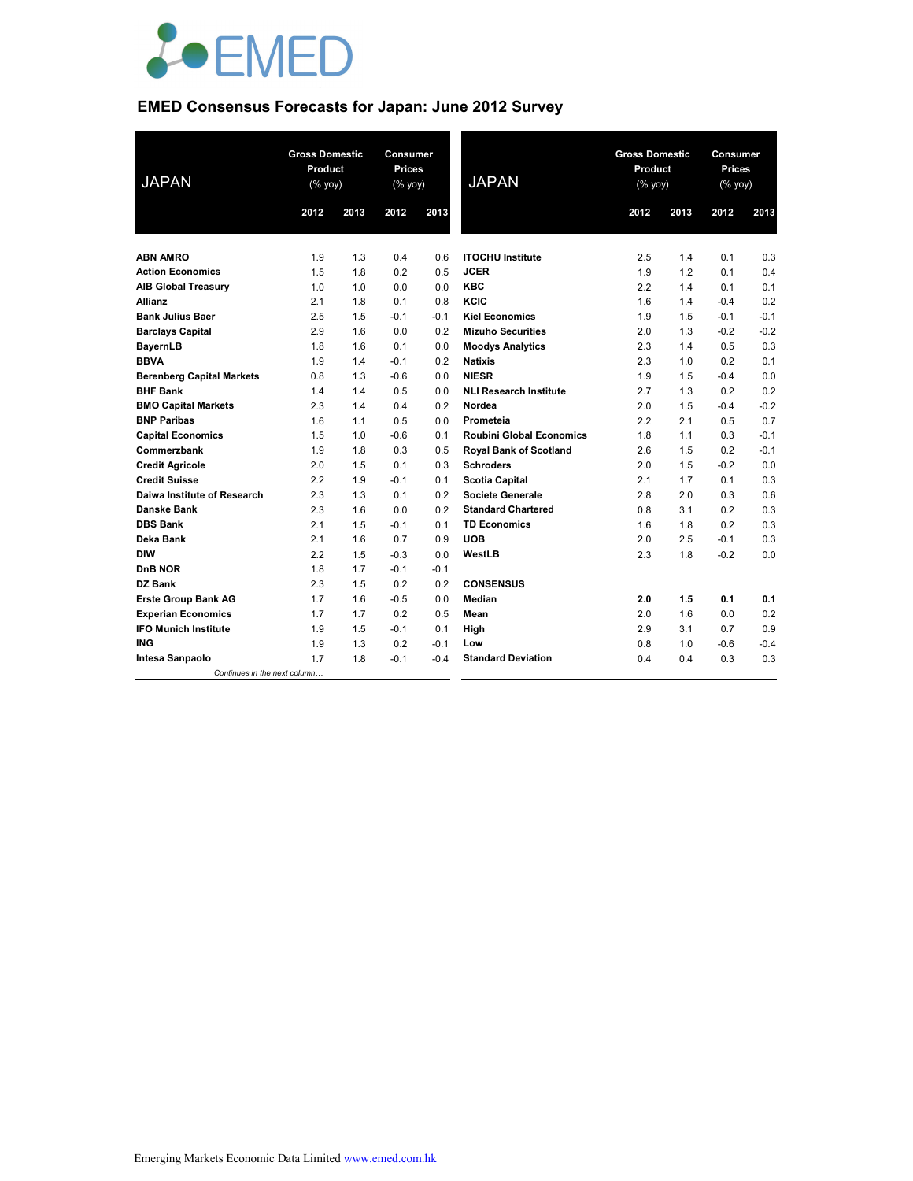# EMED Consensus Forecasts for Japan: June 2012 Survey

| JAPAN | Gross Domestic Product (% yoy) | | Consumer Prices (% yoy) | |
|---|---|---|---|---|
| | 2012 | 2013 | 2012 | 2013 |
| **ABN AMRO** | 1.9 | 1.3 | 0.4 | 0.6 |
| **Action Economics** | 1.5 | 1.8 | 0.2 | 0.5 |
| **AIB Global Treasury** | 1.0 | 1.0 | 0.0 | 0.0 |
| **Allianz** | 2.1 | 1.8 | 0.1 | 0.8 |
| **Bank Julius Baer** | 2.5 | 1.5 | -0.1 | -0.1 |
| **Barclays Capital** | 2.9 | 1.6 | 0.0 | 0.2 |
| **BayernLB** | 1.8 | 1.6 | 0.1 | 0.0 |
| **BBVA** | 1.9 | 1.4 | -0.1 | 0.2 |
| **Berenberg Capital Markets** | 0.8 | 1.3 | -0.6 | 0.0 |
| **BHF Bank** | 1.4 | 1.4 | 0.5 | 0.0 |
| **BMO Capital Markets** | 2.3 | 1.4 | 0.4 | 0.2 |
| **BNP Paribas** | 1.6 | 1.1 | 0.5 | 0.0 |
| **Capital Economics** | 1.5 | 1.0 | -0.6 | 0.1 |
| **Commerzbank** | 1.9 | 1.8 | 0.3 | 0.5 |
| **Credit Agricole** | 2.0 | 1.5 | 0.1 | 0.3 |
| **Credit Suisse** | 2.2 | 1.9 | -0.1 | 0.1 |
| **Daiwa Institute of Research** | 2.3 | 1.3 | 0.1 | 0.2 |
| **Danske Bank** | 2.3 | 1.6 | 0.0 | 0.2 |
| **DBS Bank** | 2.1 | 1.5 | -0.1 | 0.1 |
| **Deka Bank** | 2.1 | 1.6 | 0.7 | 0.9 |
| **DIW** | 2.2 | 1.5 | -0.3 | 0.0 |
| **DnB NOR** | 1.8 | 1.7 | -0.1 | -0.1 |
| **DZ Bank** | 2.3 | 1.5 | 0.2 | 0.2 |
| **Erste Group Bank AG** | 1.7 | 1.6 | -0.5 | 0.0 |
| **Experian Economics** | 1.7 | 1.7 | 0.2 | 0.5 |
| **IFO Munich Institute** | 1.9 | 1.5 | -0.1 | 0.1 |
| **ING** | 1.9 | 1.3 | 0.2 | -0.1 |
| **Intesa Sanpaolo** | 1.7 | 1.8 | -0.1 | -0.4 |
| **ITOCHU Institute** | 2.5 | 1.4 | 0.1 | 0.3 |
| **JCER** | 1.9 | 1.2 | 0.1 | 0.4 |
| **KBC** | 2.2 | 1.4 | 0.1 | 0.1 |
| **KCIC** | 1.6 | 1.4 | -0.4 | 0.2 |
| **Kiel Economics** | 1.9 | 1.5 | -0.1 | -0.1 |
| **Mizuho Securities** | 2.0 | 1.3 | -0.2 | -0.2 |
| **Moodys Analytics** | 2.3 | 1.4 | 0.5 | 0.3 |
| **Natixis** | 2.3 | 1.0 | 0.2 | 0.1 |
| **NIESR** | 1.9 | 1.5 | -0.4 | 0.0 |
| **NLI Research Institute** | 2.7 | 1.3 | 0.2 | 0.2 |
| **Nordea** | 2.0 | 1.5 | -0.4 | -0.2 |
| **Prometeia** | 2.2 | 2.1 | 0.5 | 0.7 |
| **Roubini Global Economics** | 1.8 | 1.1 | 0.3 | -0.1 |
| **Royal Bank of Scotland** | 2.6 | 1.5 | 0.2 | -0.1 |
| **Schroders** | 2.0 | 1.5 | -0.2 | 0.0 |
| **Scotia Capital** | 2.1 | 1.7 | 0.1 | 0.3 |
| **Societe Generale** | 2.8 | 2.0 | 0.3 | 0.6 |
| **Standard Chartered** | 0.8 | 3.1 | 0.2 | 0.3 |
| **TD Economics** | 1.6 | 1.8 | 0.2 | 0.3 |
| **UOB** | 2.0 | 2.5 | -0.1 | 0.3 |
| **WestLB** | 2.3 | 1.8 | -0.2 | 0.0 |
| **CONSENSUS** | | | | |
| **Median** | **2.0** | **1.5** | **0.1** | **0.1** |
| **Mean** | 2.0 | 1.6 | 0.0 | 0.2 |
| **High** | 2.9 | 3.1 | 0.7 | 0.9 |
| **Low** | 0.8 | 1.0 | -0.6 | -0.4 |
| **Standard Deviation** | 0.4 | 0.4 | 0.3 | 0.3 |

*Continues in the next column…*

Emerging Markets Economic Data Limited www.emed.com.hk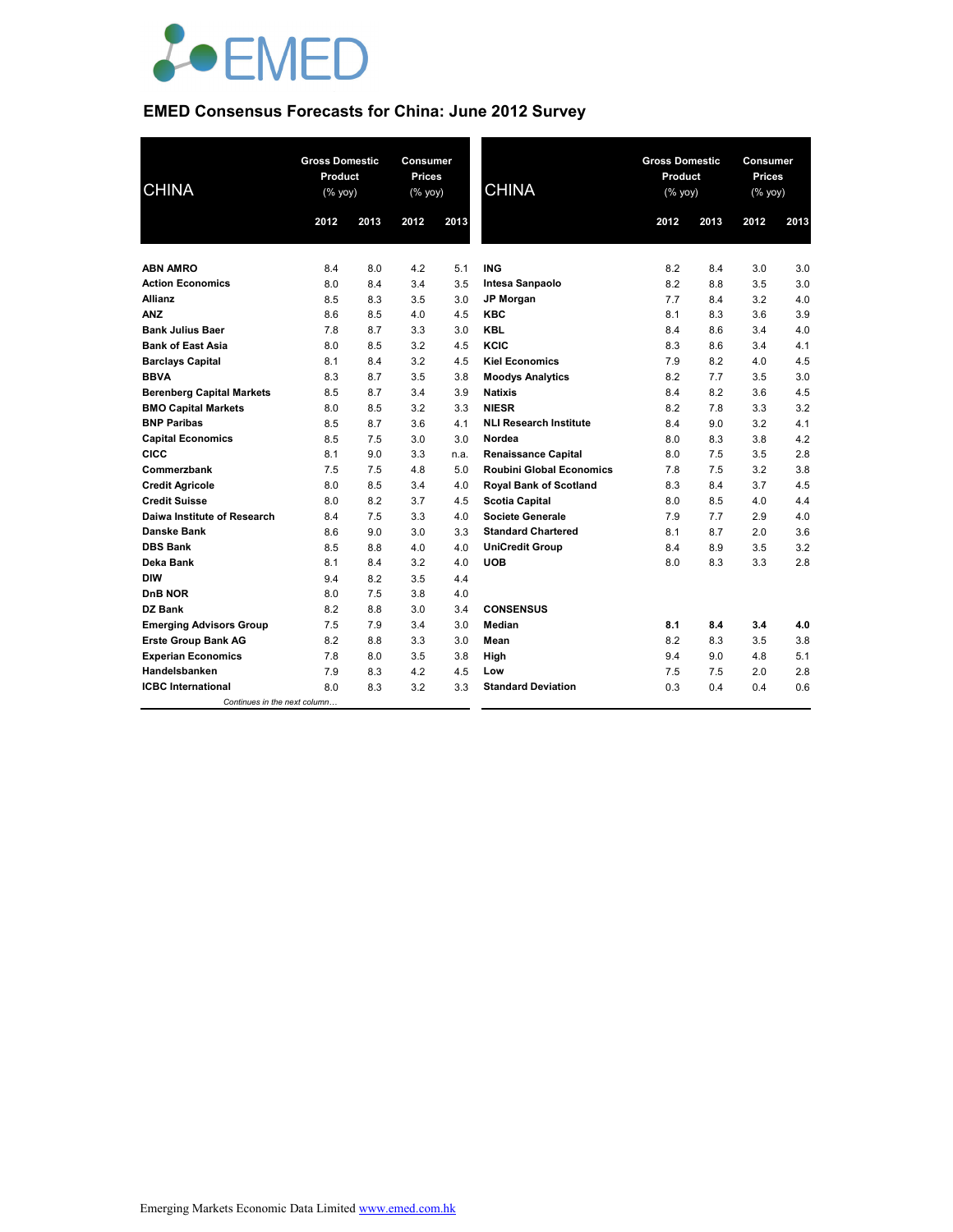EMED

## EMED Consensus Forecasts for China: June 2012 Survey

| CHINA | Gross Domestic Product (% yoy) | | Consumer Prices (% yoy) | |
|---|---|---|---|---|
| | 2012 | 2013 | 2012 | 2013 |
| **ABN AMRO** | 8.4 | 8.0 | 4.2 | 5.1 |
| **Action Economics** | 8.0 | 8.4 | 3.4 | 3.5 |
| **Allianz** | 8.5 | 8.3 | 3.5 | 3.0 |
| **ANZ** | 8.6 | 8.5 | 4.0 | 4.5 |
| **Bank Julius Baer** | 7.8 | 8.7 | 3.3 | 3.0 |
| **Bank of East Asia** | 8.0 | 8.5 | 3.2 | 4.5 |
| **Barclays Capital** | 8.1 | 8.4 | 3.2 | 4.5 |
| **BBVA** | 8.3 | 8.7 | 3.5 | 3.8 |
| **Berenberg Capital Markets** | 8.5 | 8.7 | 3.4 | 3.9 |
| **BMO Capital Markets** | 8.0 | 8.5 | 3.2 | 3.3 |
| **BNP Paribas** | 8.5 | 8.7 | 3.6 | 4.1 |
| **Capital Economics** | 8.5 | 7.5 | 3.0 | 3.0 |
| **CICC** | 8.1 | 9.0 | 3.3 | n.a. |
| **Commerzbank** | 7.5 | 7.5 | 4.8 | 5.0 |
| **Credit Agricole** | 8.0 | 8.5 | 3.4 | 4.0 |
| **Credit Suisse** | 8.0 | 8.2 | 3.7 | 4.5 |
| **Daiwa Institute of Research** | 8.4 | 7.5 | 3.3 | 4.0 |
| **Danske Bank** | 8.6 | 9.0 | 3.0 | 3.3 |
| **DBS Bank** | 8.5 | 8.8 | 4.0 | 4.0 |
| **Deka Bank** | 8.1 | 8.4 | 3.2 | 4.0 |
| **DIW** | 9.4 | 8.2 | 3.5 | 4.4 |
| **DnB NOR** | 8.0 | 7.5 | 3.8 | 4.0 |
| **DZ Bank** | 8.2 | 8.8 | 3.0 | 3.4 |
| **Emerging Advisors Group** | 7.5 | 7.9 | 3.4 | 3.0 |
| **Erste Group Bank AG** | 8.2 | 8.8 | 3.3 | 3.0 |
| **Experian Economics** | 7.8 | 8.0 | 3.5 | 3.8 |
| **Handelsbanken** | 7.9 | 8.3 | 4.2 | 4.5 |
| **ICBC International** | 8.0 | 8.3 | 3.2 | 3.3 |
| **ING** | 8.2 | 8.4 | 3.0 | 3.0 |
| **Intesa Sanpaolo** | 8.2 | 8.8 | 3.5 | 3.0 |
| **JP Morgan** | 7.7 | 8.4 | 3.2 | 4.0 |
| **KBC** | 8.1 | 8.3 | 3.6 | 3.9 |
| **KBL** | 8.4 | 8.6 | 3.4 | 4.0 |
| **KCIC** | 8.3 | 8.6 | 3.4 | 4.1 |
| **Kiel Economics** | 7.9 | 8.2 | 4.0 | 4.5 |
| **Moodys Analytics** | 8.2 | 7.7 | 3.5 | 3.0 |
| **Natixis** | 8.4 | 8.2 | 3.6 | 4.5 |
| **NIESR** | 8.2 | 7.8 | 3.3 | 3.2 |
| **NLI Research Institute** | 8.4 | 9.0 | 3.2 | 4.1 |
| **Nordea** | 8.0 | 8.3 | 3.8 | 4.2 |
| **Renaissance Capital** | 8.0 | 7.5 | 3.5 | 2.8 |
| **Roubini Global Economics** | 7.8 | 7.5 | 3.2 | 3.8 |
| **Royal Bank of Scotland** | 8.3 | 8.4 | 3.7 | 4.5 |
| **Scotia Capital** | 8.0 | 8.5 | 4.0 | 4.4 |
| **Societe Generale** | 7.9 | 7.7 | 2.9 | 4.0 |
| **Standard Chartered** | 8.1 | 8.7 | 2.0 | 3.6 |
| **UniCredit Group** | 8.4 | 8.9 | 3.5 | 3.2 |
| **UOB** | 8.0 | 8.3 | 3.3 | 2.8 |
| **CONSENSUS** | | | | |
| **Median** | **8.1** | **8.4** | **3.4** | **4.0** |
| **Mean** | 8.2 | 8.3 | 3.5 | 3.8 |
| **High** | 9.4 | 9.0 | 4.8 | 5.1 |
| **Low** | 7.5 | 7.5 | 2.0 | 2.8 |
| **Standard Deviation** | 0.3 | 0.4 | 0.4 | 0.6 |

Emerging Markets Economic Data Limited www.emed.com.hk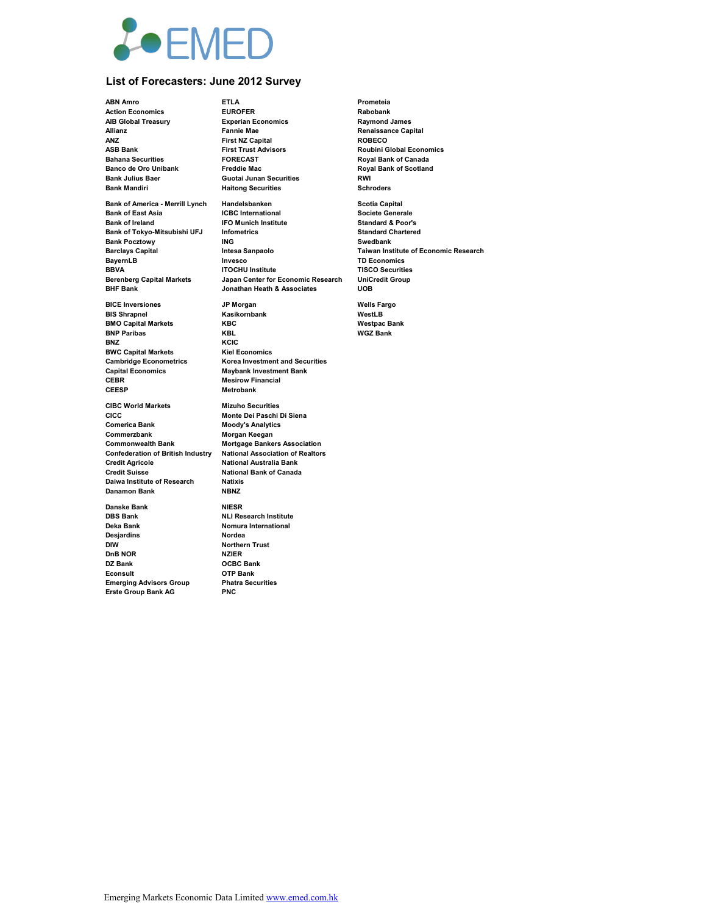EMED

## List of Forecasters: June 2012 Survey

ABN Amro
Action Economics
AIB Global Treasury
Allianz
ANZ
ASB Bank
Bahana Securities
Banco de Oro Unibank
Bank Julius Baer
Bank Mandiri

Bank of America - Merrill Lynch
Bank of East Asia
Bank of Ireland
Bank of Tokyo-Mitsubishi UFJ
Bank Pocztowy
Barclays Capital
BayernLB
BBVA
Berenberg Capital Markets
BHF Bank

BICE Inversiones
BIS Shrapnel
BMO Capital Markets
BNP Paribas
BNZ
BWC Capital Markets
Cambridge Econometrics
Capital Economics
CEBR
CEESP

CIBC World Markets
CICC
Comerica Bank
Commerzbank
Commonwealth Bank
Confederation of British Industry
Credit Agricole
Credit Suisse
Daiwa Institute of Research
Danamon Bank

Danske Bank
DBS Bank
Deka Bank
Desjardins
DIW
DnB NOR
DZ Bank
Econsult
Emerging Advisors Group
Erste Group Bank AG

ETLA
EUROFER
Experian Economics
Fannie Mae
First NZ Capital
First Trust Advisors
FORECAST
Freddie Mac
Guotai Junan Securities
Haitong Securities

Handelsbanken
ICBC International
IFO Munich Institute
Infometrics
ING
Intesa Sanpaolo
Invesco
ITOCHU Institute
Japan Center for Economic Research
Jonathan Heath & Associates

JP Morgan
Kasikornbank
KBC
KBL
KCIC
Kiel Economics
Korea Investment and Securities
Maybank Investment Bank
Mesirow Financial
Metrobank

Mizuho Securities
Monte Dei Paschi Di Siena
Moody's Analytics
Morgan Keegan
Mortgage Bankers Association
National Association of Realtors
National Australia Bank
National Bank of Canada
Natixis
NBNZ

NIESR
NLI Research Institute
Nomura International
Nordea
Northern Trust
NZIER
OCBC Bank
OTP Bank
Phatra Securities
PNC

Prometeia
Rabobank
Raymond James
Renaissance Capital
ROBECO
Roubini Global Economics
Royal Bank of Canada
Royal Bank of Scotland
RWI
Schroders

Scotia Capital
Societe Generale
Standard & Poor's
Standard Chartered
Swedbank
Taiwan Institute of Economic Research
TD Economics
TISCO Securities
UniCredit Group
UOB

Wells Fargo
WestLB
Westpac Bank
WGZ Bank

Emerging Markets Economic Data Limited [www.emed.com.hk](http://www.emed.com.hk)